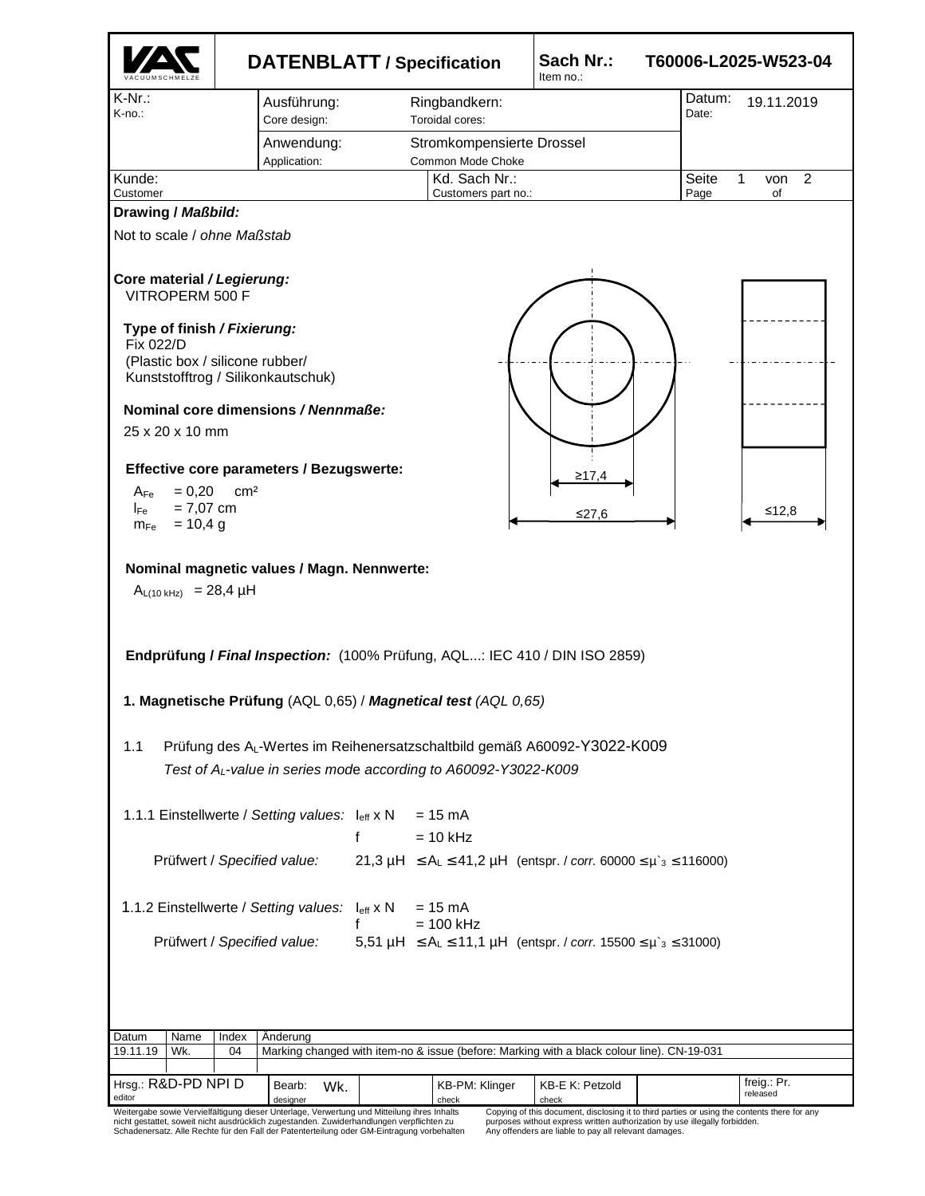| VAC VACUUMSCHMELZE | DATENBLATT / Specification | Sach Nr.: Item no.: | T60006-L2025-W523-04 |
|---|---|---|---|

| K-Nr.: K-no.: | Ausführung: Core design: | Ringbandkern: Toroidal cores: | Datum: Date: 19.11.2019 |
|---|---|---|---|
| | Anwendung: Application: | Stromkompensierte Drossel Common Mode Choke | |
| Kunde: Customer | | Kd. Sach Nr.: Customers part no.: | Seite 1 von 2 Page of |

**Drawing / *Maßbild:***

Not to scale / *ohne Maßstab*

**Core material / *Legierung:***
VITROPERM 500 F

**Type of finish / *Fixierung:***
Fix 022/D
(Plastic box / silicone rubber/
Kunststofftrog / Silikonkautschuk)

**Nominal core dimensions / *Nennmaße:***
25 x 20 x 10 mm

**Effective core parameters / Bezugswerte:**

$A_{Fe}$ = 0,20 cm²
$l_{Fe}$ = 7,07 cm
$m_{Fe}$ = 10,4 g

≥17,4
≤27,6
≤12,8

**Nominal magnetic values / Magn. Nennwerte:**

$A_{L(10\,kHz)}$ = 28,4 µH

**Endprüfung / *Final Inspection:*** (100% Prüfung, AQL...: IEC 410 / DIN ISO 2859)

**1. Magnetische Prüfung** (AQL 0,65) / ***Magnetical test** (AQL 0,65)*

1.1 Prüfung des $A_L$-Wertes im Reihenersatzschaltbild gemäß A60092-Y3022-K009
*Test of $A_L$-value in series mode according to A60092-Y3022-K009*

1.1.1 Einstellwerte / *Setting values:* $I_{eff}$ x N = 15 mA
f = 10 kHz

Prüfwert / *Specified value:* 21,3 µH ≤ $A_L$ ≤ 41,2 µH (entspr. / *corr.* 60000 ≤ $\mu`_3$ ≤ 116000)

1.1.2 Einstellwerte / *Setting values:* $I_{eff}$ x N = 15 mA
f = 100 kHz

Prüfwert / *Specified value:* 5,51 µH ≤ $A_L$ ≤ 11,1 µH (entspr. / *corr.* 15500 ≤ $\mu`_3$ ≤ 31000)

| Datum | Name | Index | Änderung |
|---|---|---|---|
| 19.11.19 | Wk. | 04 | Marking changed with item-no & issue (before: Marking with a black colour line). CN-19-031 |

| Hrsg.: R&D-PD NPI D editor | Bearb.: Wk. designer | KB-PM: Klinger check | KB-E K: Petzold check | freig.: Pr. released |
|---|---|---|---|---|

Weitergabe sowie Vervielfältigung dieser Unterlage, Verwertung und Mitteilung ihres Inhalts nicht gestattet, soweit nicht ausdrücklich zugestanden. Zuwiderhandlungen verpflichten zu Schadenersatz. Alle Rechte für den Fall der Patenterteilung oder GM-Eintragung vorbehalten

Copying of this document, disclosing it to third parties or using the contents there for any purposes without express written authorization by use illegally forbidden. Any offenders are liable to pay all relevant damages.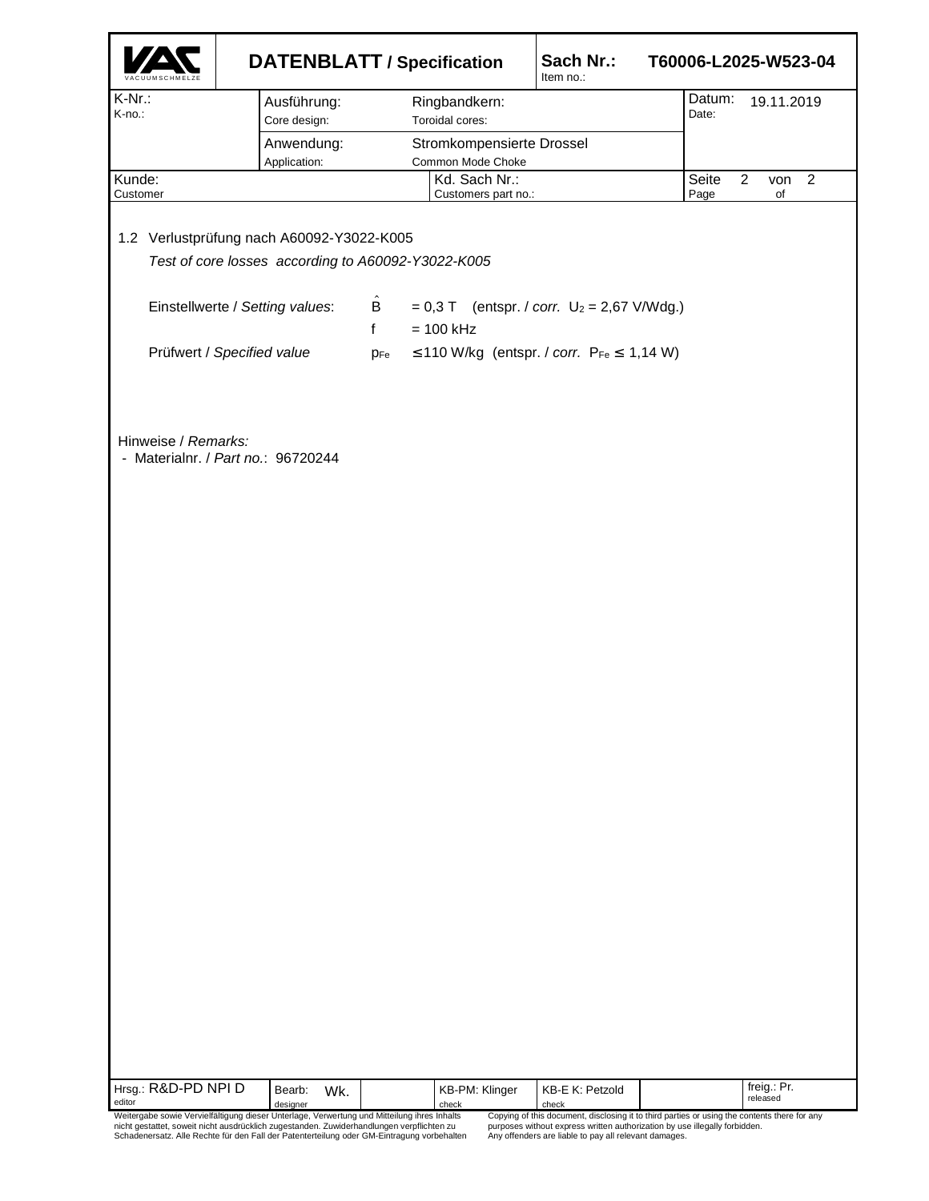| VACUUMSCHMELZE | DATENBLATT / Specification | Sach Nr.: Item no.: | T60006-L2025-W523-04 |
|---|---|---|---|

| | | | |
|---|---|---|---|
| K-Nr.: K-no.: | Ausführung: Core design: | Ringbandkern: Toroidal cores: | Datum: Date: 19.11.2019 |
| | Anwendung: Application: | Stromkompensierte Drossel Common Mode Choke | |
| Kunde: Customer | | Kd. Sach Nr.: Customers part no.: | Seite Page 2 von of 2 |

1.2 Verlustprüfung nach A60092-Y3022-K005

*Test of core losses according to A60092-Y3022-K005*

| | | |
|---|---|---|
| Einstellwerte / *Setting values*: | $\hat{B}$ | = 0,3 T (entspr. / *corr.* $U_2$ = 2,67 V/Wdg.) |
| | f | = 100 kHz |
| Prüfwert / *Specified value* | $p_{Fe}$ | ≤ 110 W/kg (entspr. / *corr.* $P_{Fe}$ ≤ 1,14 W) |

Hinweise / *Remarks:*

- Materialnr. / *Part no.*: 96720244

| | | | | | |
|---|---|---|---|---|---|
| Hrsg.: editor R&D-PD NPI D | Bearb: designer Wk. | KB-PM: Klinger check | KB-E K: Petzold check | | freig.: Pr. released |

Weitergabe sowie Vervielfältigung dieser Unterlage, Verwertung und Mitteilung ihres Inhalts nicht gestattet, soweit nicht ausdrücklich zugestanden. Zuwiderhandlungen verpflichten zu Schadenersatz. Alle Rechte für den Fall der Patenterteilung oder GM-Eintragung vorbehalten

Copying of this document, disclosing it to third parties or using the contents there for any purposes without express written authorization by use illegally forbidden. Any offenders are liable to pay all relevant damages.